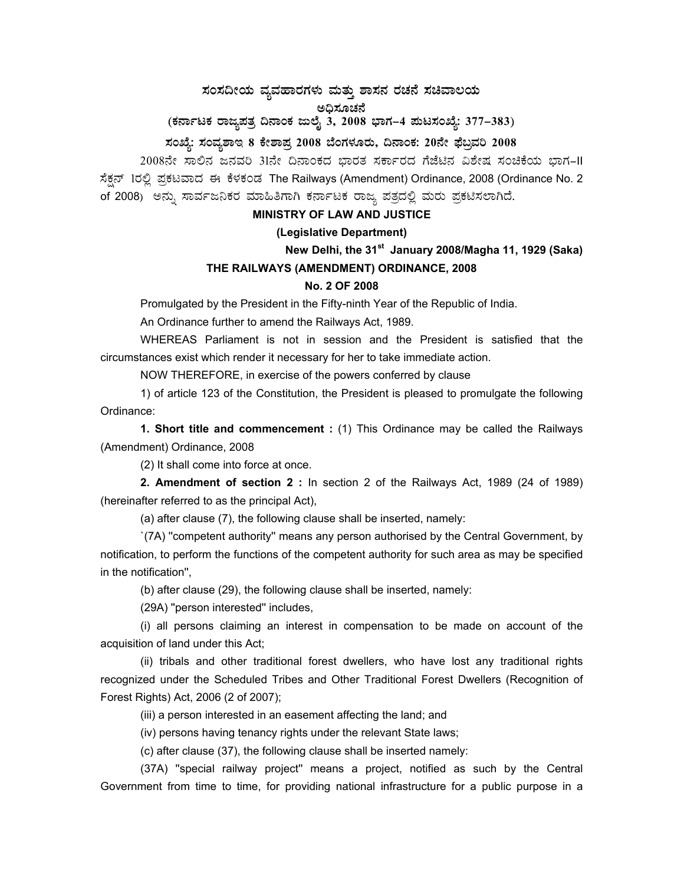# ಸಂಸದೀಯ ವ್ಯವಹಾರಗಳು ಮತ್ತು ಶಾಸನ ರಚನೆ ಸಚಿವಾಲಯ

## ಅಧಿಸೂಚನೆ

**(ಕರ್ನಾಟಕ ರಾಜ್ಯಪತ್ರ ದಿನಾಂಕ ಜುಲೈ 3, 2008 ಭಾಗ-4 ಪುಟಸಂಖ್ಯೆ: 377-383)**

**ಸಂಖ್ಯೆ: ಸಂವ್ಯಶಾಇ 8 ಕೇಶಾಪ್ರ 2008 ಬೆಂಗಳೂರು, ದಿನಾಂಕ: 20ನೇ ಫೆಬ್ರವರಿ 2008**

2008ನೇ ಸಾಲಿನ ಜನವರಿ 31ನೇ ದಿನಾಂಕದ ಭಾರತ ಸರ್ಕಾರದ ಗೆಜೆಟಿನ ವಿಶೇಷ ಸಂಚಿಕೆಯ ಭಾಗ-II ಸೆಕ್ಷನ್ 1ರಲ್ಲಿ ಪ್ರಕಟವಾದ ಈ ಕೆಳಕಂಡ The Railways (Amendment) Ordinance, 2008 (Ordinance No. 2 of 2008) ಅನ್ನು ಸಾರ್ವಜನಿಕರ ಮಾಹಿತಿಗಾಗಿ ಕರ್ನಾಟಕ ರಾಜ್ಯ ಪತ್ರದಲ್ಲಿ ಮರು ಪ್ರಕಟಿಸಲಾಗಿದೆ.

**MINISTRY OF LAW AND JUSTICE**

**(Legislative Department)**

**New Delhi, the 31st January 2008/Magha 11, 1929 (Saka)**

**THE RAILWAYS (AMENDMENT) ORDINANCE, 2008**

**No. 2 OF 2008**

Promulgated by the President in the Fifty-ninth Year of the Republic of India.

An Ordinance further to amend the Railways Act, 1989.

WHEREAS Parliament is not in session and the President is satisfied that the circumstances exist which render it necessary for her to take immediate action.

NOW THEREFORE, in exercise of the powers conferred by clause

1) of article 123 of the Constitution, the President is pleased to promulgate the following Ordinance:

**1. Short title and commencement :** (1) This Ordinance may be called the Railways (Amendment) Ordinance, 2008

(2) It shall come into force at once.

**2. Amendment of section 2 :** In section 2 of the Railways Act, 1989 (24 of 1989) (hereinafter referred to as the principal Act),

(a) after clause (7), the following clause shall be inserted, namely:

`(7A) "competent authority" means any person authorised by the Central Government, by notification, to perform the functions of the competent authority for such area as may be specified in the notification",

(b) after clause (29), the following clause shall be inserted, namely:

(29A) "person interested" includes,

(i) all persons claiming an interest in compensation to be made on account of the acquisition of land under this Act;

(ii) tribals and other traditional forest dwellers, who have lost any traditional rights recognized under the Scheduled Tribes and Other Traditional Forest Dwellers (Recognition of Forest Rights) Act, 2006 (2 of 2007);

(iii) a person interested in an easement affecting the land; and

(iv) persons having tenancy rights under the relevant State laws;

(c) after clause (37), the following clause shall be inserted namely:

(37A) "special railway project" means a project, notified as such by the Central Government from time to time, for providing national infrastructure for a public purpose in a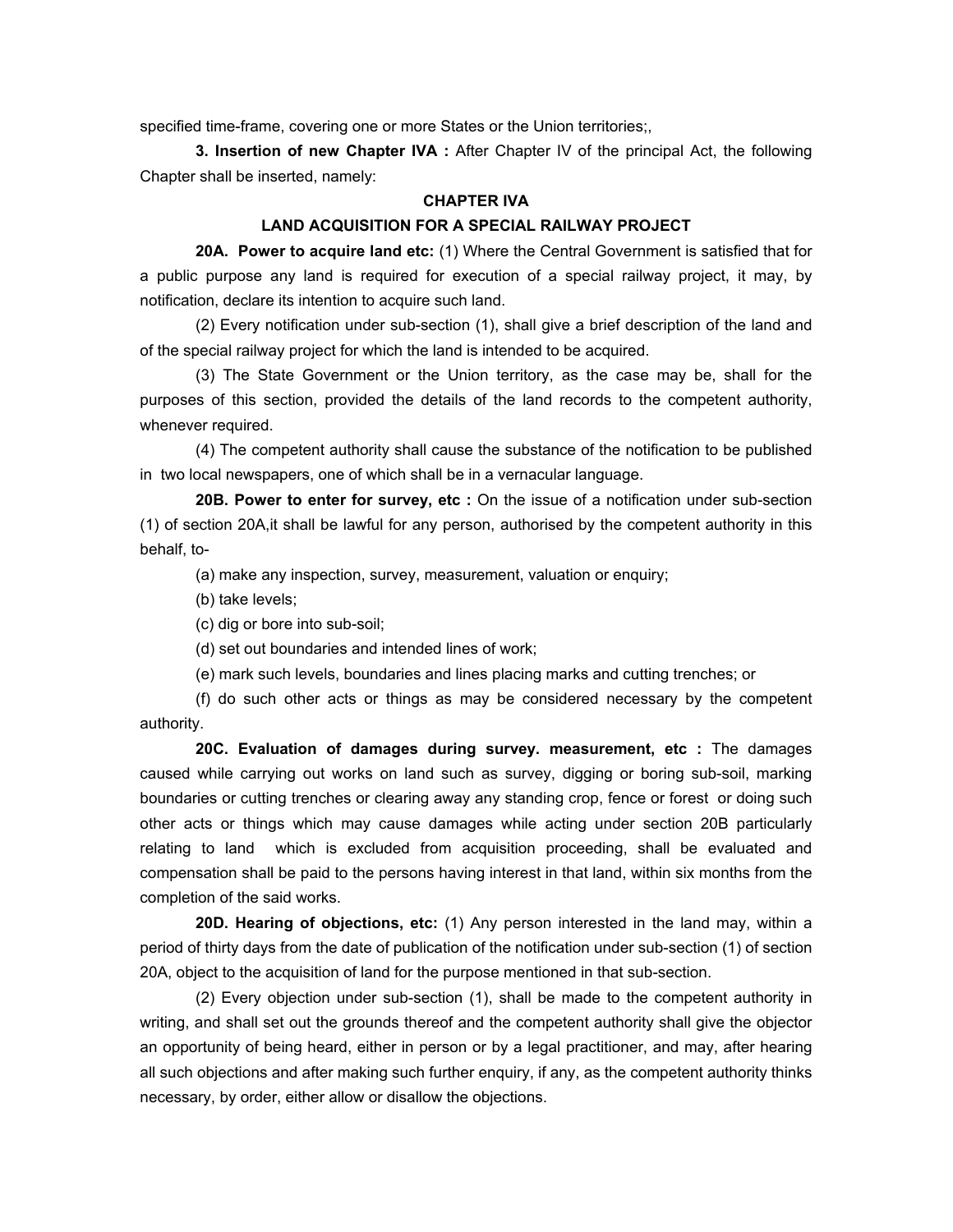specified time-frame, covering one or more States or the Union territories;,

**3. Insertion of new Chapter IVA :** After Chapter IV of the principal Act, the following Chapter shall be inserted, namely:

## CHAPTER IVA

## LAND ACQUISITION FOR A SPECIAL RAILWAY PROJECT

**20A. Power to acquire land etc:** (1) Where the Central Government is satisfied that for a public purpose any land is required for execution of a special railway project, it may, by notification, declare its intention to acquire such land.

(2) Every notification under sub-section (1), shall give a brief description of the land and of the special railway project for which the land is intended to be acquired.

(3) The State Government or the Union territory, as the case may be, shall for the purposes of this section, provided the details of the land records to the competent authority, whenever required.

(4) The competent authority shall cause the substance of the notification to be published in two local newspapers, one of which shall be in a vernacular language.

**20B. Power to enter for survey, etc :** On the issue of a notification under sub-section (1) of section 20A,it shall be lawful for any person, authorised by the competent authority in this behalf, to-

(a) make any inspection, survey, measurement, valuation or enquiry;

(b) take levels;

(c) dig or bore into sub-soil;

(d) set out boundaries and intended lines of work;

(e) mark such levels, boundaries and lines placing marks and cutting trenches; or

(f) do such other acts or things as may be considered necessary by the competent authority.

**20C. Evaluation of damages during survey. measurement, etc :** The damages caused while carrying out works on land such as survey, digging or boring sub-soil, marking boundaries or cutting trenches or clearing away any standing crop, fence or forest or doing such other acts or things which may cause damages while acting under section 20B particularly relating to land which is excluded from acquisition proceeding, shall be evaluated and compensation shall be paid to the persons having interest in that land, within six months from the completion of the said works.

**20D. Hearing of objections, etc:** (1) Any person interested in the land may, within a period of thirty days from the date of publication of the notification under sub-section (1) of section 20A, object to the acquisition of land for the purpose mentioned in that sub-section.

(2) Every objection under sub-section (1), shall be made to the competent authority in writing, and shall set out the grounds thereof and the competent authority shall give the objector an opportunity of being heard, either in person or by a legal practitioner, and may, after hearing all such objections and after making such further enquiry, if any, as the competent authority thinks necessary, by order, either allow or disallow the objections.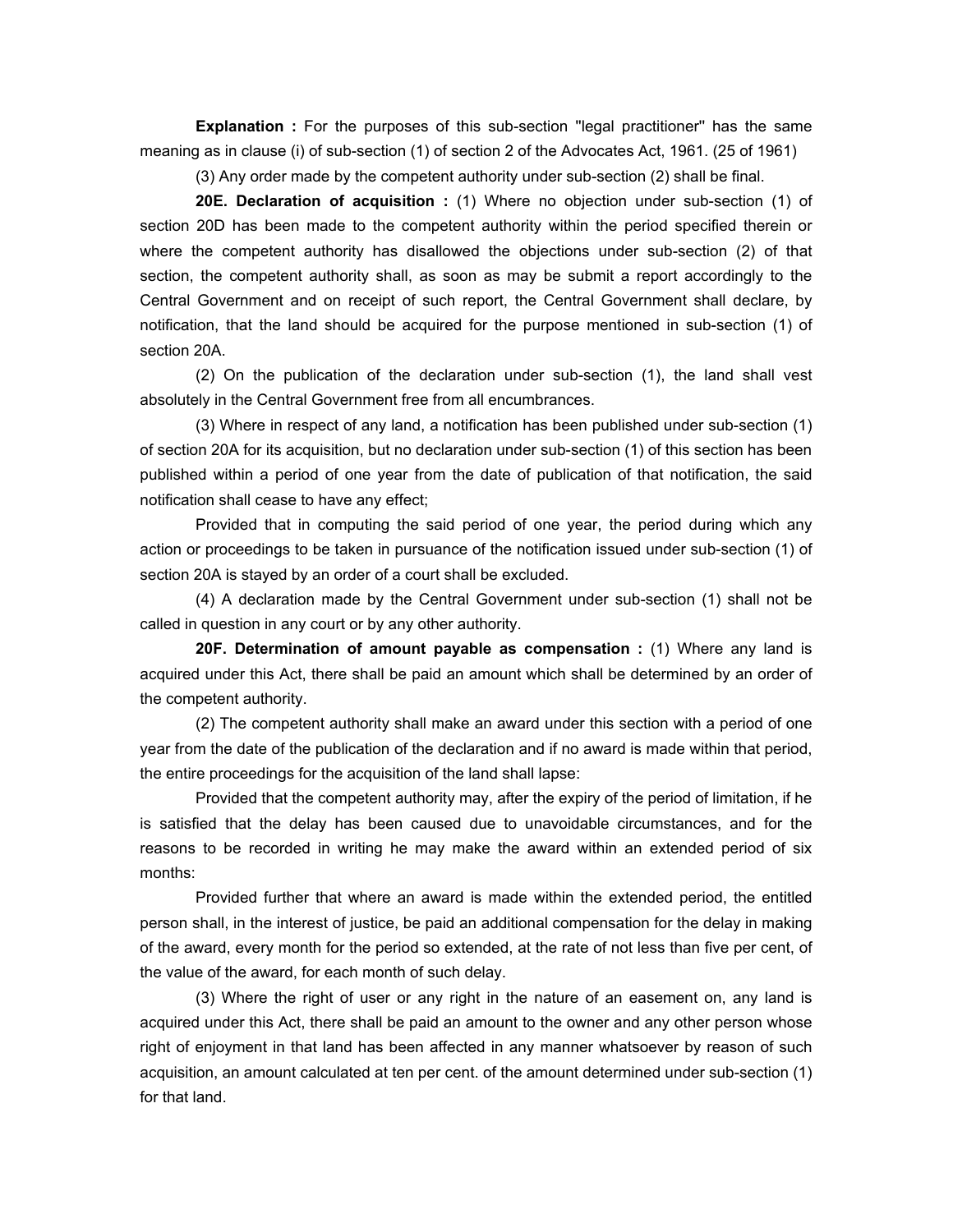**Explanation :** For the purposes of this sub-section "legal practitioner" has the same meaning as in clause (i) of sub-section (1) of section 2 of the Advocates Act, 1961. (25 of 1961)

(3) Any order made by the competent authority under sub-section (2) shall be final.

**20E. Declaration of acquisition :** (1) Where no objection under sub-section (1) of section 20D has been made to the competent authority within the period specified therein or where the competent authority has disallowed the objections under sub-section (2) of that section, the competent authority shall, as soon as may be submit a report accordingly to the Central Government and on receipt of such report, the Central Government shall declare, by notification, that the land should be acquired for the purpose mentioned in sub-section (1) of section 20A.

(2) On the publication of the declaration under sub-section (1), the land shall vest absolutely in the Central Government free from all encumbrances.

(3) Where in respect of any land, a notification has been published under sub-section (1) of section 20A for its acquisition, but no declaration under sub-section (1) of this section has been published within a period of one year from the date of publication of that notification, the said notification shall cease to have any effect;

Provided that in computing the said period of one year, the period during which any action or proceedings to be taken in pursuance of the notification issued under sub-section (1) of section 20A is stayed by an order of a court shall be excluded.

(4) A declaration made by the Central Government under sub-section (1) shall not be called in question in any court or by any other authority.

**20F. Determination of amount payable as compensation :** (1) Where any land is acquired under this Act, there shall be paid an amount which shall be determined by an order of the competent authority.

(2) The competent authority shall make an award under this section with a period of one year from the date of the publication of the declaration and if no award is made within that period, the entire proceedings for the acquisition of the land shall lapse:

Provided that the competent authority may, after the expiry of the period of limitation, if he is satisfied that the delay has been caused due to unavoidable circumstances, and for the reasons to be recorded in writing he may make the award within an extended period of six months:

Provided further that where an award is made within the extended period, the entitled person shall, in the interest of justice, be paid an additional compensation for the delay in making of the award, every month for the period so extended, at the rate of not less than five per cent, of the value of the award, for each month of such delay.

(3) Where the right of user or any right in the nature of an easement on, any land is acquired under this Act, there shall be paid an amount to the owner and any other person whose right of enjoyment in that land has been affected in any manner whatsoever by reason of such acquisition, an amount calculated at ten per cent. of the amount determined under sub-section (1) for that land.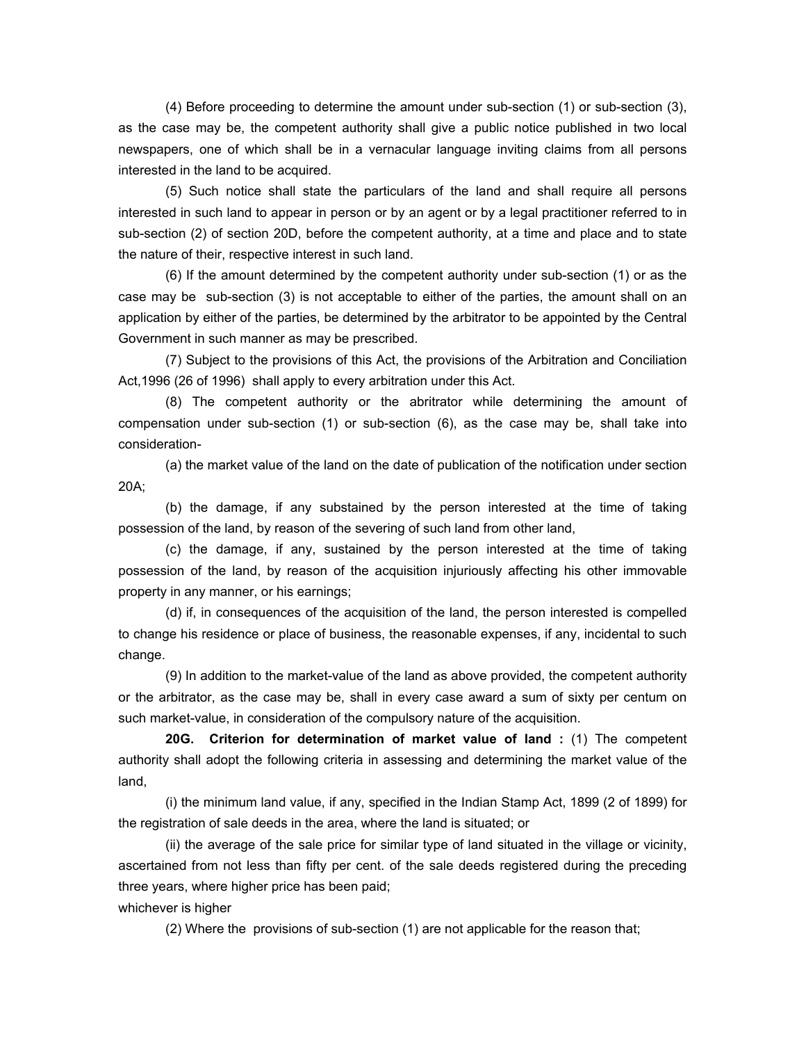(4) Before proceeding to determine the amount under sub-section (1) or sub-section (3), as the case may be, the competent authority shall give a public notice published in two local newspapers, one of which shall be in a vernacular language inviting claims from all persons interested in the land to be acquired.

(5) Such notice shall state the particulars of the land and shall require all persons interested in such land to appear in person or by an agent or by a legal practitioner referred to in sub-section (2) of section 20D, before the competent authority, at a time and place and to state the nature of their, respective interest in such land.

(6) If the amount determined by the competent authority under sub-section (1) or as the case may be sub-section (3) is not acceptable to either of the parties, the amount shall on an application by either of the parties, be determined by the arbitrator to be appointed by the Central Government in such manner as may be prescribed.

(7) Subject to the provisions of this Act, the provisions of the Arbitration and Conciliation Act,1996 (26 of 1996) shall apply to every arbitration under this Act.

(8) The competent authority or the abritrator while determining the amount of compensation under sub-section (1) or sub-section (6), as the case may be, shall take into consideration-

(a) the market value of the land on the date of publication of the notification under section 20A;

(b) the damage, if any substained by the person interested at the time of taking possession of the land, by reason of the severing of such land from other land,

(c) the damage, if any, sustained by the person interested at the time of taking possession of the land, by reason of the acquisition injuriously affecting his other immovable property in any manner, or his earnings;

(d) if, in consequences of the acquisition of the land, the person interested is compelled to change his residence or place of business, the reasonable expenses, if any, incidental to such change.

(9) In addition to the market-value of the land as above provided, the competent authority or the arbitrator, as the case may be, shall in every case award a sum of sixty per centum on such market-value, in consideration of the compulsory nature of the acquisition.

**20G. Criterion for determination of market value of land :** (1) The competent authority shall adopt the following criteria in assessing and determining the market value of the land,

(i) the minimum land value, if any, specified in the Indian Stamp Act, 1899 (2 of 1899) for the registration of sale deeds in the area, where the land is situated; or

(ii) the average of the sale price for similar type of land situated in the village or vicinity, ascertained from not less than fifty per cent. of the sale deeds registered during the preceding three years, where higher price has been paid;

whichever is higher

(2) Where the provisions of sub-section (1) are not applicable for the reason that;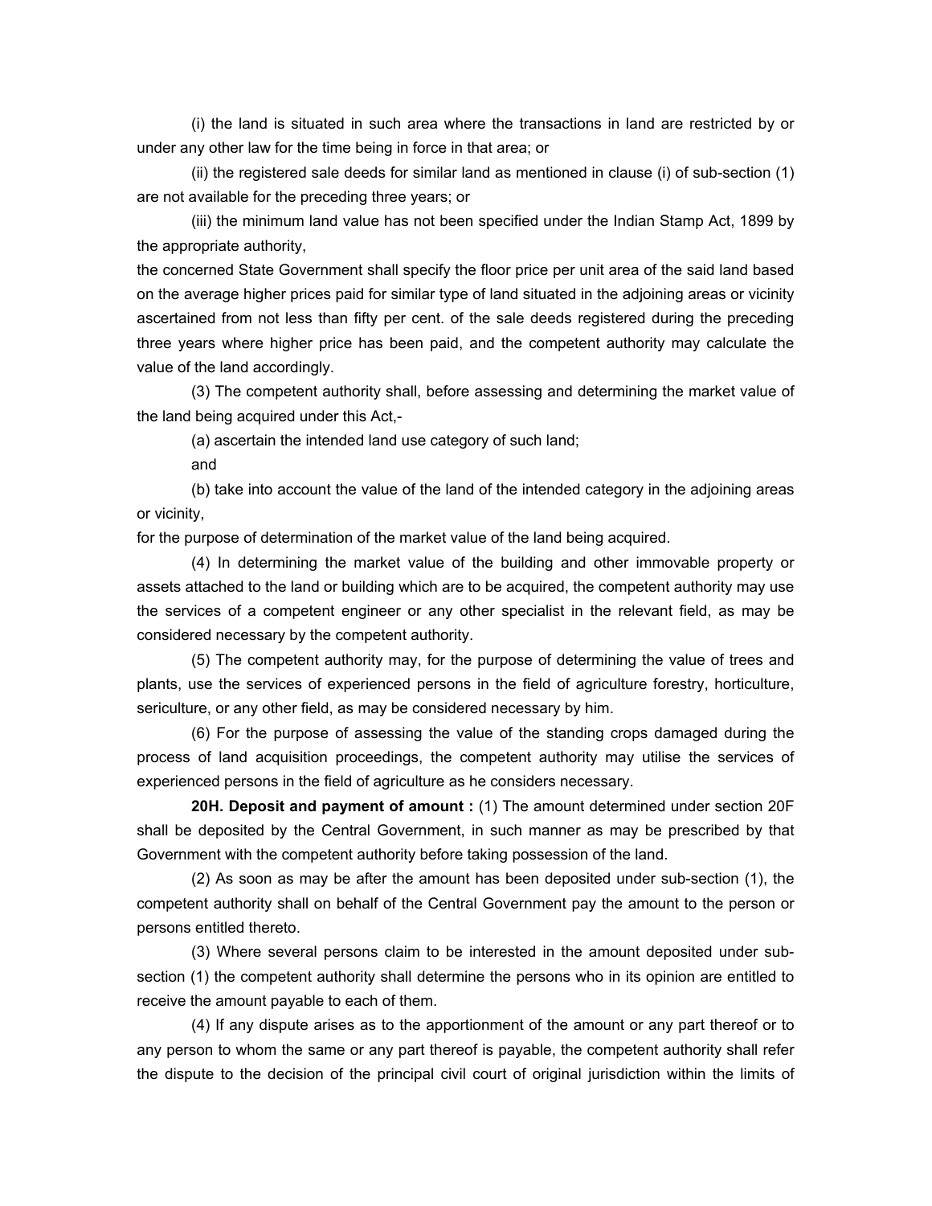(i) the land is situated in such area where the transactions in land are restricted by or under any other law for the time being in force in that area; or

(ii) the registered sale deeds for similar land as mentioned in clause (i) of sub-section (1) are not available for the preceding three years; or

(iii) the minimum land value has not been specified under the Indian Stamp Act, 1899 by the appropriate authority,

the concerned State Government shall specify the floor price per unit area of the said land based on the average higher prices paid for similar type of land situated in the adjoining areas or vicinity ascertained from not less than fifty per cent. of the sale deeds registered during the preceding three years where higher price has been paid, and the competent authority may calculate the value of the land accordingly.

(3) The competent authority shall, before assessing and determining the market value of the land being acquired under this Act,-

(a) ascertain the intended land use category of such land;

and

(b) take into account the value of the land of the intended category in the adjoining areas or vicinity,

for the purpose of determination of the market value of the land being acquired.

(4) In determining the market value of the building and other immovable property or assets attached to the land or building which are to be acquired, the competent authority may use the services of a competent engineer or any other specialist in the relevant field, as may be considered necessary by the competent authority.

(5) The competent authority may, for the purpose of determining the value of trees and plants, use the services of experienced persons in the field of agriculture forestry, horticulture, sericulture, or any other field, as may be considered necessary by him.

(6) For the purpose of assessing the value of the standing crops damaged during the process of land acquisition proceedings, the competent authority may utilise the services of experienced persons in the field of agriculture as he considers necessary.

**20H. Deposit and payment of amount :** (1) The amount determined under section 20F shall be deposited by the Central Government, in such manner as may be prescribed by that Government with the competent authority before taking possession of the land.

(2) As soon as may be after the amount has been deposited under sub-section (1), the competent authority shall on behalf of the Central Government pay the amount to the person or persons entitled thereto.

(3) Where several persons claim to be interested in the amount deposited under sub-section (1) the competent authority shall determine the persons who in its opinion are entitled to receive the amount payable to each of them.

(4) If any dispute arises as to the apportionment of the amount or any part thereof or to any person to whom the same or any part thereof is payable, the competent authority shall refer the dispute to the decision of the principal civil court of original jurisdiction within the limits of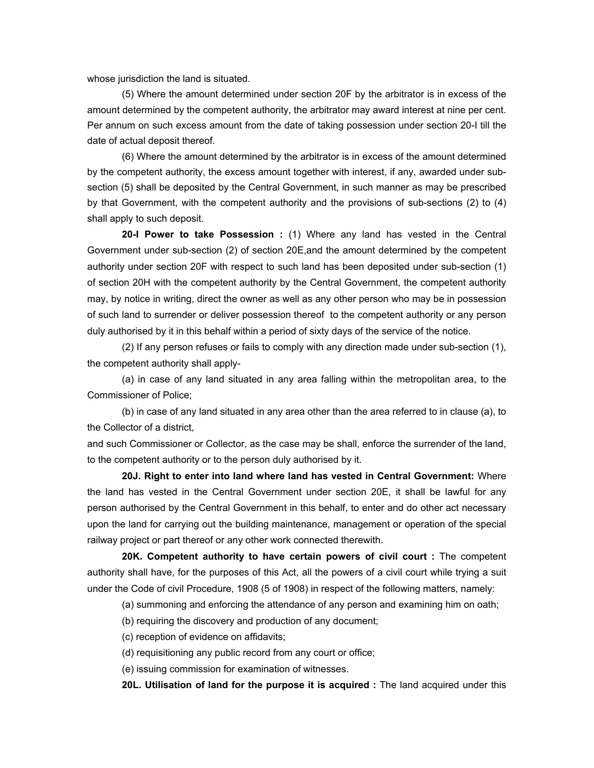whose jurisdiction the land is situated.

(5) Where the amount determined under section 20F by the arbitrator is in excess of the amount determined by the competent authority, the arbitrator may award interest at nine per cent. Per annum on such excess amount from the date of taking possession under section 20-I till the date of actual deposit thereof.

(6) Where the amount determined by the arbitrator is in excess of the amount determined by the competent authority, the excess amount together with interest, if any, awarded under sub-section (5) shall be deposited by the Central Government, in such manner as may be prescribed by that Government, with the competent authority and the provisions of sub-sections (2) to (4) shall apply to such deposit.

**20-I Power to take Possession :** (1) Where any land has vested in the Central Government under sub-section (2) of section 20E,and the amount determined by the competent authority under section 20F with respect to such land has been deposited under sub-section (1) of section 20H with the competent authority by the Central Government, the competent authority may, by notice in writing, direct the owner as well as any other person who may be in possession of such land to surrender or deliver possession thereof to the competent authority or any person duly authorised by it in this behalf within a period of sixty days of the service of the notice.

(2) If any person refuses or fails to comply with any direction made under sub-section (1), the competent authority shall apply-

(a) in case of any land situated in any area falling within the metropolitan area, to the Commissioner of Police;

(b) in case of any land situated in any area other than the area referred to in clause (a), to the Collector of a district,

and such Commissioner or Collector, as the case may be shall, enforce the surrender of the land, to the competent authority or to the person duly authorised by it.

**20J. Right to enter into land where land has vested in Central Government:** Where the land has vested in the Central Government under section 20E, it shall be lawful for any person authorised by the Central Government in this behalf, to enter and do other act necessary upon the land for carrying out the building maintenance, management or operation of the special railway project or part thereof or any other work connected therewith.

**20K. Competent authority to have certain powers of civil court :** The competent authority shall have, for the purposes of this Act, all the powers of a civil court while trying a suit under the Code of civil Procedure, 1908 (5 of 1908) in respect of the following matters, namely:

(a) summoning and enforcing the attendance of any person and examining him on oath;

(b) requiring the discovery and production of any document;

(c) reception of evidence on affidavits;

(d) requisitioning any public record from any court or office;

(e) issuing commission for examination of witnesses.

**20L. Utilisation of land for the purpose it is acquired :** The land acquired under this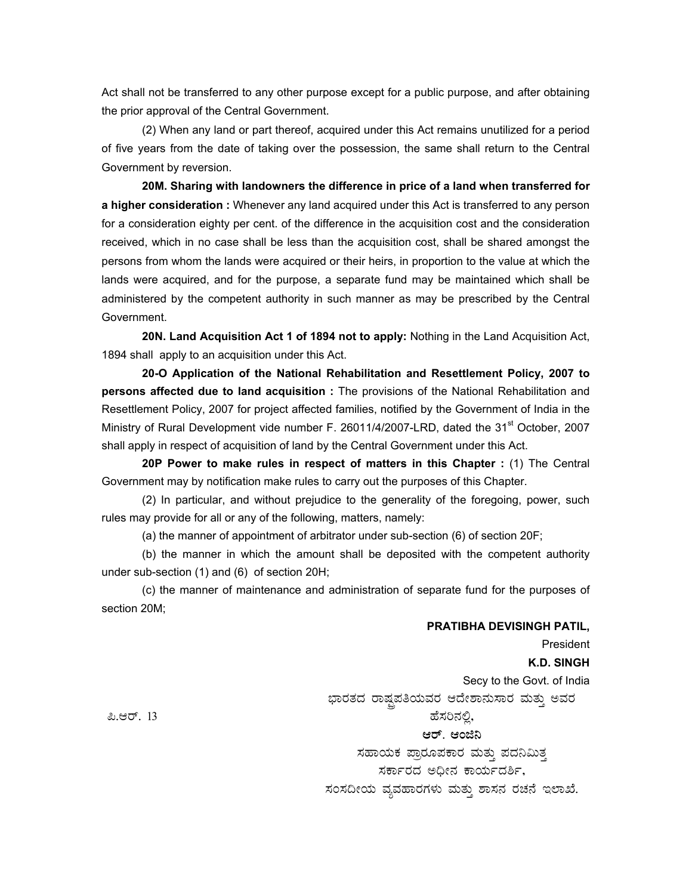Act shall not be transferred to any other purpose except for a public purpose, and after obtaining the prior approval of the Central Government.

(2) When any land or part thereof, acquired under this Act remains unutilized for a period of five years from the date of taking over the possession, the same shall return to the Central Government by reversion.

**20M. Sharing with landowners the difference in price of a land when transferred for a higher consideration :** Whenever any land acquired under this Act is transferred to any person for a consideration eighty per cent. of the difference in the acquisition cost and the consideration received, which in no case shall be less than the acquisition cost, shall be shared amongst the persons from whom the lands were acquired or their heirs, in proportion to the value at which the lands were acquired, and for the purpose, a separate fund may be maintained which shall be administered by the competent authority in such manner as may be prescribed by the Central Government.

**20N. Land Acquisition Act 1 of 1894 not to apply:** Nothing in the Land Acquisition Act, 1894 shall apply to an acquisition under this Act.

**20-O Application of the National Rehabilitation and Resettlement Policy, 2007 to persons affected due to land acquisition :** The provisions of the National Rehabilitation and Resettlement Policy, 2007 for project affected families, notified by the Government of India in the Ministry of Rural Development vide number F. 26011/4/2007-LRD, dated the 31st October, 2007 shall apply in respect of acquisition of land by the Central Government under this Act.

**20P Power to make rules in respect of matters in this Chapter :** (1) The Central Government may by notification make rules to carry out the purposes of this Chapter.

(2) In particular, and without prejudice to the generality of the foregoing, power, such rules may provide for all or any of the following, matters, namely:

(a) the manner of appointment of arbitrator under sub-section (6) of section 20F;

(b) the manner in which the amount shall be deposited with the competent authority under sub-section (1) and (6) of section 20H;

(c) the manner of maintenance and administration of separate fund for the purposes of section 20M;

**PRATIBHA DEVISINGH PATIL,**
President

**K.D. SINGH**
Secy to the Govt. of India

ಭಾರತದ ರಾಷ್ಟ್ರಪತಿಯವರ ಆದೇಶಾನುಸಾರ ಮತ್ತು ಅವರ ಹೆಸರಿನಲ್ಲಿ,

ಪಿ.ಆರ್. 13

**ಆರ್. ಆಂಜಿನಿ**

ಸಹಾಯಕ ಪ್ರಾರೂಪಕಾರ ಮತ್ತು ಪದನಿಮಿತ್ತ ಸರ್ಕಾರದ ಅಧೀನ ಕಾರ್ಯದರ್ಶಿ,
ಸಂಸದೀಯ ವ್ಯವಹಾರಗಳು ಮತ್ತು ಶಾಸನ ರಚನೆ ಇಲಾಖೆ.